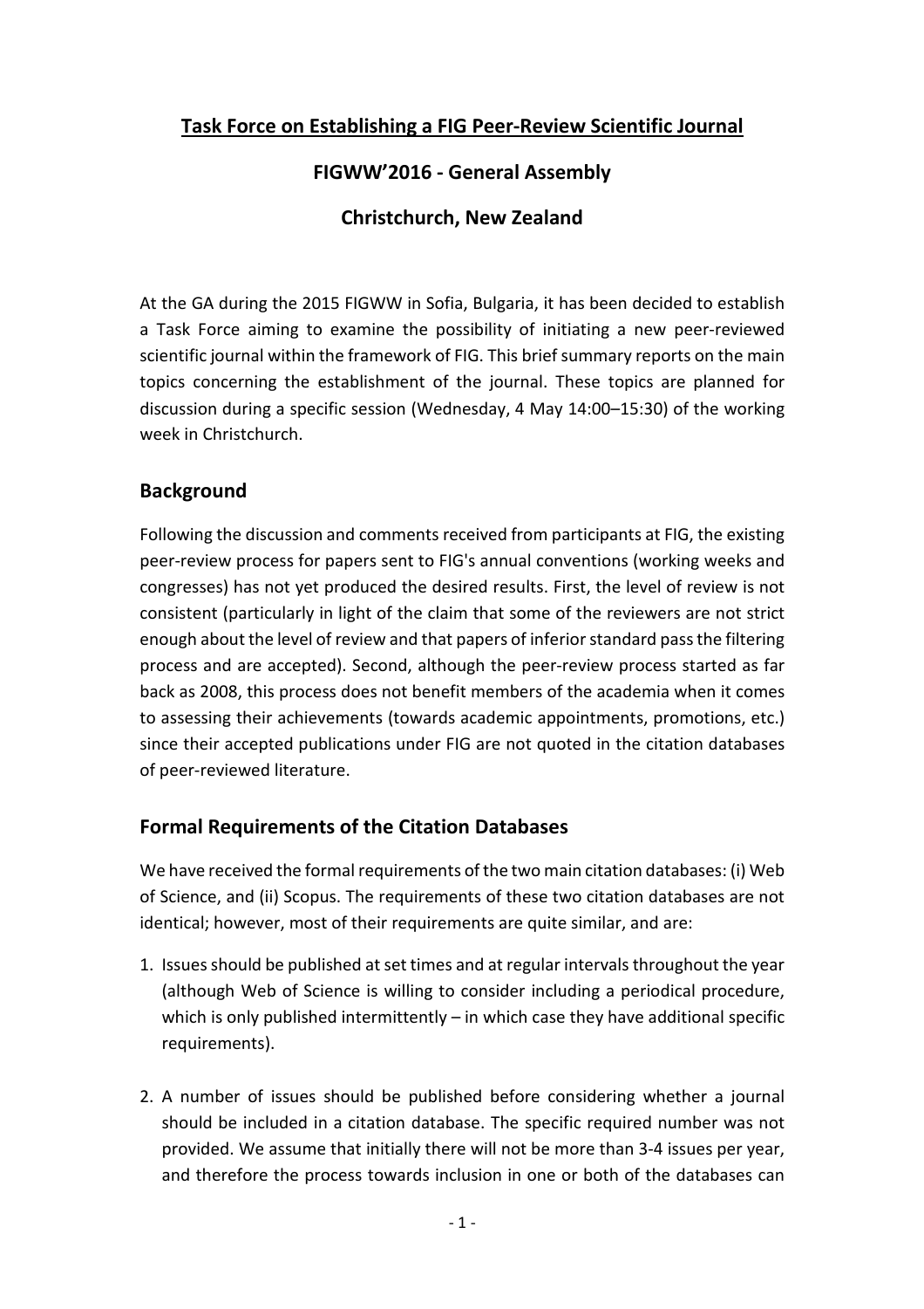# Task Force on Establishing a FIG Peer-Review Scientific Journal

## FIGWW'2016 - General Assembly

## Christchurch, New Zealand

At the GA during the 2015 FIGWW in Sofia, Bulgaria, it has been decided to establish a Task Force aiming to examine the possibility of initiating a new peer-reviewed scientific journal within the framework of FIG. This brief summary reports on the main topics concerning the establishment of the journal. These topics are planned for discussion during a specific session (Wednesday, 4 May 14:00–15:30) of the working week in Christchurch.

## Background

Following the discussion and comments received from participants at FIG, the existing peer-review process for papers sent to FIG's annual conventions (working weeks and congresses) has not yet produced the desired results. First, the level of review is not consistent (particularly in light of the claim that some of the reviewers are not strict enough about the level of review and that papers of inferior standard pass the filtering process and are accepted). Second, although the peer-review process started as far back as 2008, this process does not benefit members of the academia when it comes to assessing their achievements (towards academic appointments, promotions, etc.) since their accepted publications under FIG are not quoted in the citation databases of peer-reviewed literature.

## Formal Requirements of the Citation Databases

We have received the formal requirements of the two main citation databases: (i) Web of Science, and (ii) Scopus. The requirements of these two citation databases are not identical; however, most of their requirements are quite similar, and are:

1. Issues should be published at set times and at regular intervals throughout the year (although Web of Science is willing to consider including a periodical procedure, which is only published intermittently – in which case they have additional specific requirements).

2. A number of issues should be published before considering whether a journal should be included in a citation database. The specific required number was not provided. We assume that initially there will not be more than 3-4 issues per year, and therefore the process towards inclusion in one or both of the databases can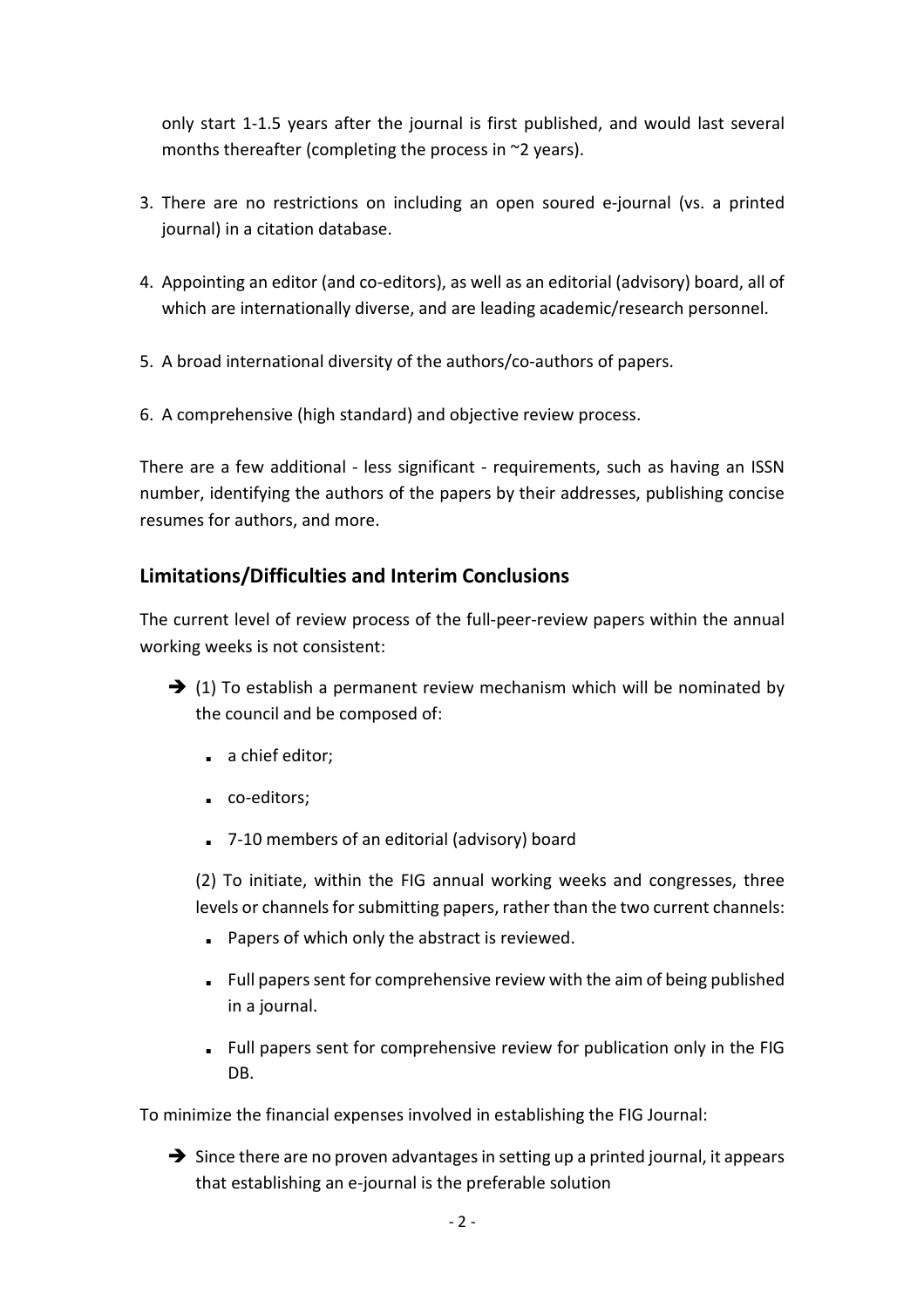only start 1-1.5 years after the journal is first published, and would last several months thereafter (completing the process in ~2 years).

3. There are no restrictions on including an open soured e-journal (vs. a printed journal) in a citation database.

4. Appointing an editor (and co-editors), as well as an editorial (advisory) board, all of which are internationally diverse, and are leading academic/research personnel.

5. A broad international diversity of the authors/co-authors of papers.

6. A comprehensive (high standard) and objective review process.

There are a few additional - less significant - requirements, such as having an ISSN number, identifying the authors of the papers by their addresses, publishing concise resumes for authors, and more.

## Limitations/Difficulties and Interim Conclusions

The current level of review process of the full-peer-review papers within the annual working weeks is not consistent:

➔ (1) To establish a permanent review mechanism which will be nominated by the council and be composed of:

- a chief editor;
- co-editors;
- 7-10 members of an editorial (advisory) board

(2) To initiate, within the FIG annual working weeks and congresses, three levels or channels for submitting papers, rather than the two current channels:

- Papers of which only the abstract is reviewed.
- Full papers sent for comprehensive review with the aim of being published in a journal.
- Full papers sent for comprehensive review for publication only in the FIG DB.

To minimize the financial expenses involved in establishing the FIG Journal:

➔ Since there are no proven advantages in setting up a printed journal, it appears that establishing an e-journal is the preferable solution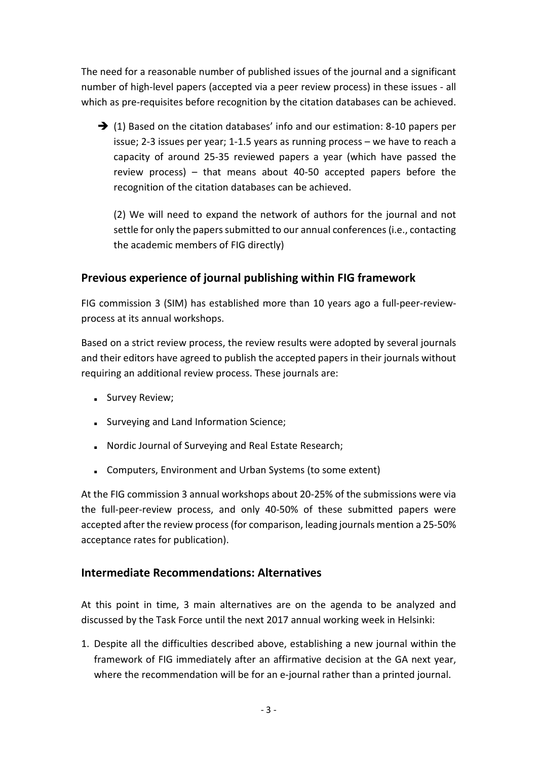The need for a reasonable number of published issues of the journal and a significant number of high-level papers (accepted via a peer review process) in these issues - all which as pre-requisites before recognition by the citation databases can be achieved.

➔ (1) Based on the citation databases' info and our estimation: 8-10 papers per issue; 2-3 issues per year; 1-1.5 years as running process – we have to reach a capacity of around 25-35 reviewed papers a year (which have passed the review process) – that means about 40-50 accepted papers before the recognition of the citation databases can be achieved.

(2) We will need to expand the network of authors for the journal and not settle for only the papers submitted to our annual conferences (i.e., contacting the academic members of FIG directly)

## Previous experience of journal publishing within FIG framework

FIG commission 3 (SIM) has established more than 10 years ago a full-peer-review-process at its annual workshops.

Based on a strict review process, the review results were adopted by several journals and their editors have agreed to publish the accepted papers in their journals without requiring an additional review process. These journals are:

- Survey Review;
- Surveying and Land Information Science;
- Nordic Journal of Surveying and Real Estate Research;
- Computers, Environment and Urban Systems (to some extent)

At the FIG commission 3 annual workshops about 20-25% of the submissions were via the full-peer-review process, and only 40-50% of these submitted papers were accepted after the review process (for comparison, leading journals mention a 25-50% acceptance rates for publication).

## Intermediate Recommendations: Alternatives

At this point in time, 3 main alternatives are on the agenda to be analyzed and discussed by the Task Force until the next 2017 annual working week in Helsinki:

1. Despite all the difficulties described above, establishing a new journal within the framework of FIG immediately after an affirmative decision at the GA next year, where the recommendation will be for an e-journal rather than a printed journal.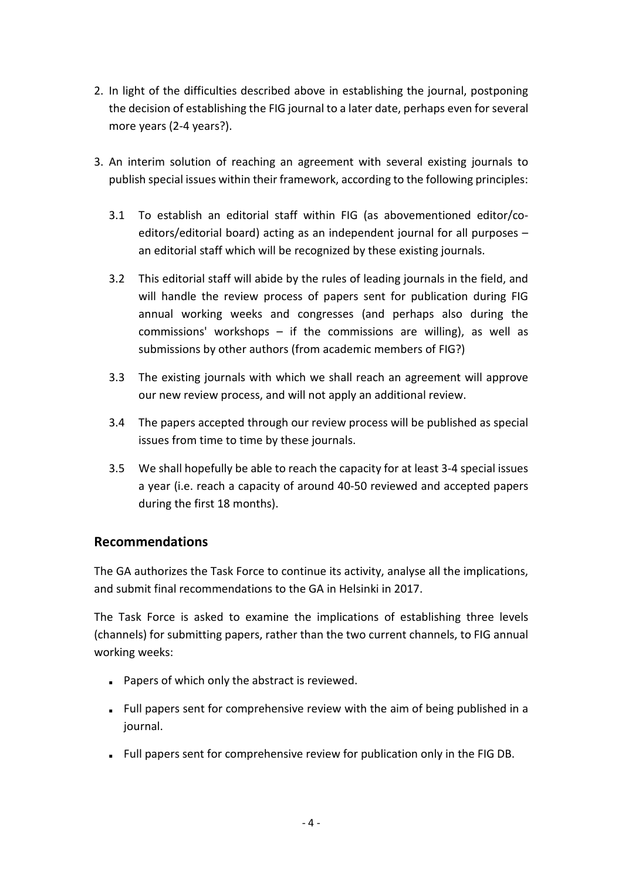2. In light of the difficulties described above in establishing the journal, postponing the decision of establishing the FIG journal to a later date, perhaps even for several more years (2-4 years?).

3. An interim solution of reaching an agreement with several existing journals to publish special issues within their framework, according to the following principles:

   3.1 To establish an editorial staff within FIG (as abovementioned editor/co-editors/editorial board) acting as an independent journal for all purposes – an editorial staff which will be recognized by these existing journals.

   3.2 This editorial staff will abide by the rules of leading journals in the field, and will handle the review process of papers sent for publication during FIG annual working weeks and congresses (and perhaps also during the commissions' workshops – if the commissions are willing), as well as submissions by other authors (from academic members of FIG?)

   3.3 The existing journals with which we shall reach an agreement will approve our new review process, and will not apply an additional review.

   3.4 The papers accepted through our review process will be published as special issues from time to time by these journals.

   3.5 We shall hopefully be able to reach the capacity for at least 3-4 special issues a year (i.e. reach a capacity of around 40-50 reviewed and accepted papers during the first 18 months).

## Recommendations

The GA authorizes the Task Force to continue its activity, analyse all the implications, and submit final recommendations to the GA in Helsinki in 2017.

The Task Force is asked to examine the implications of establishing three levels (channels) for submitting papers, rather than the two current channels, to FIG annual working weeks:

- Papers of which only the abstract is reviewed.
- Full papers sent for comprehensive review with the aim of being published in a journal.
- Full papers sent for comprehensive review for publication only in the FIG DB.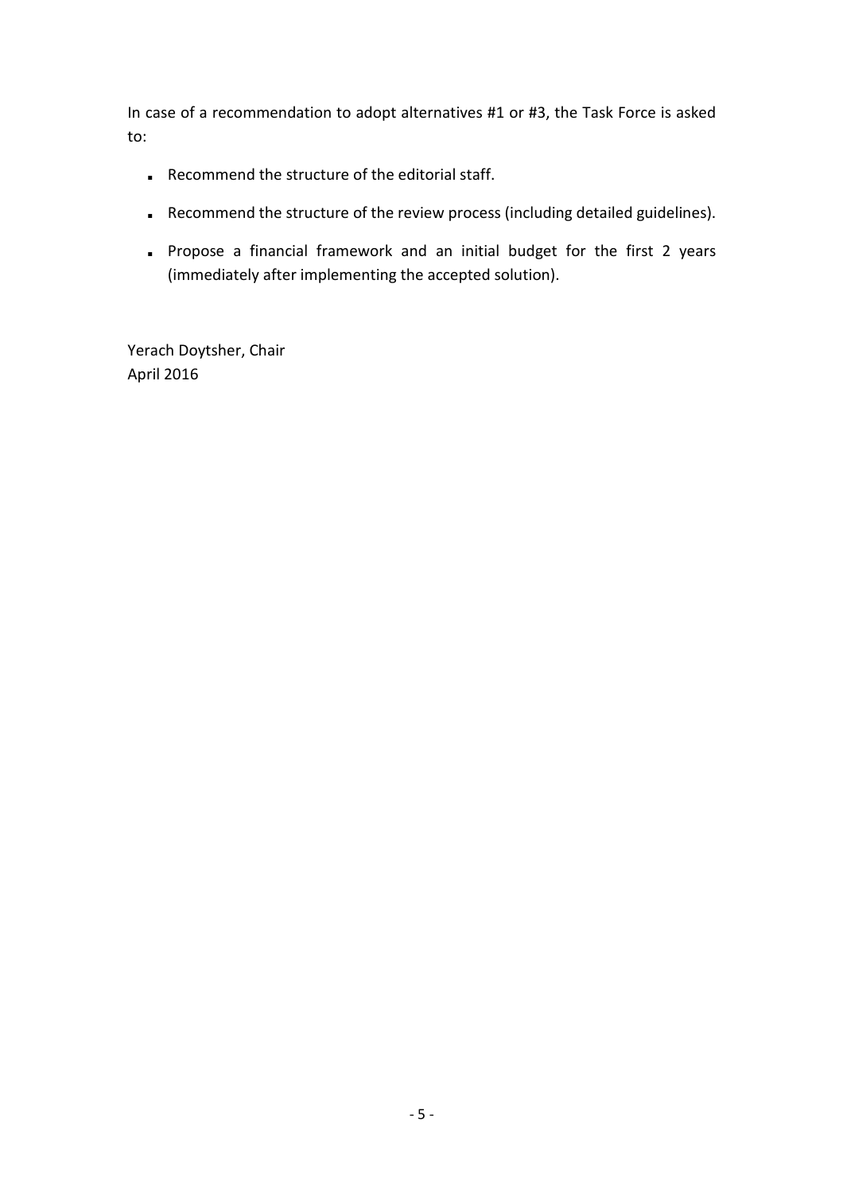In case of a recommendation to adopt alternatives #1 or #3, the Task Force is asked to:

- Recommend the structure of the editorial staff.
- Recommend the structure of the review process (including detailed guidelines).
- Propose a financial framework and an initial budget for the first 2 years (immediately after implementing the accepted solution).

Yerach Doytsher, Chair
April 2016